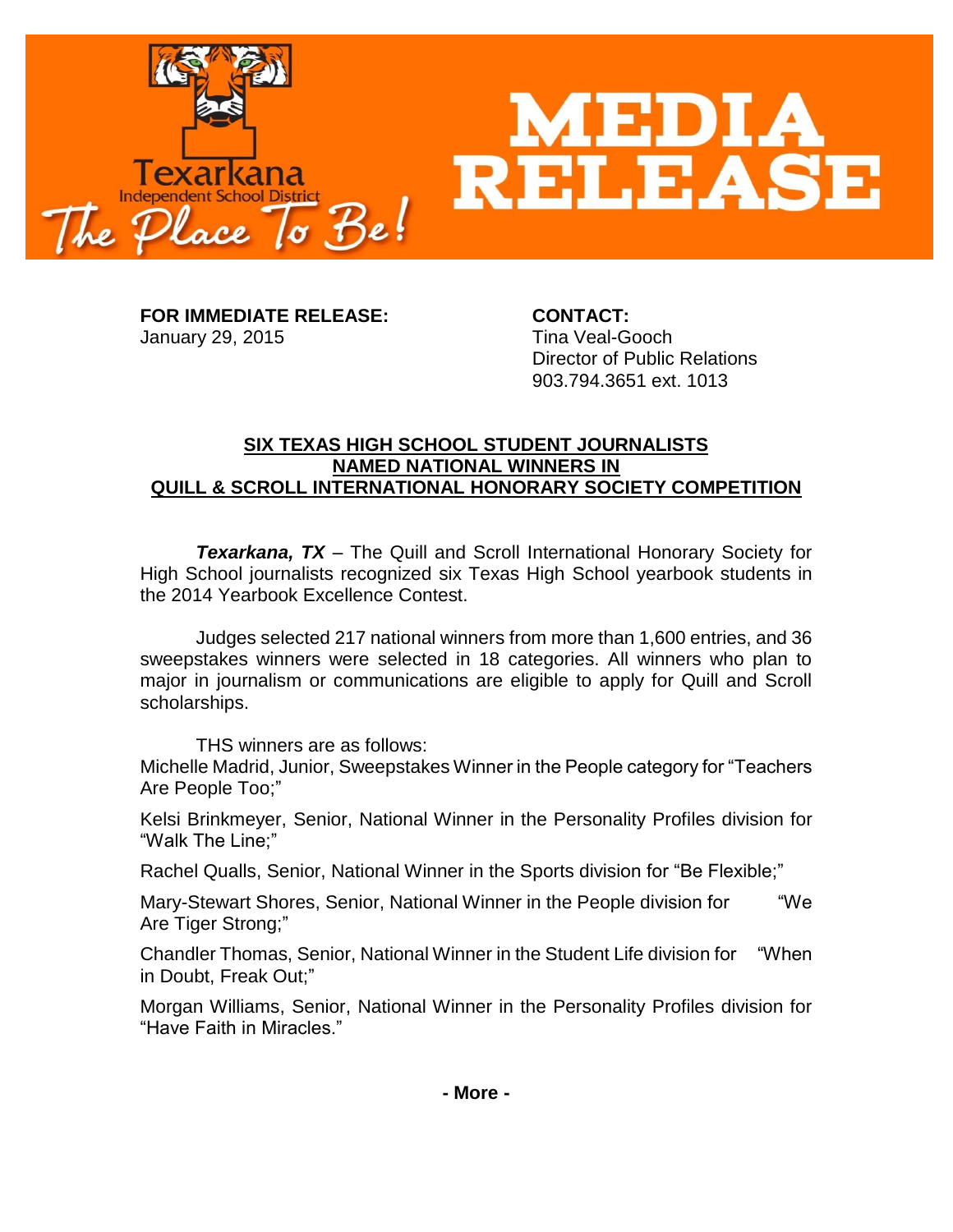Texarkana Independent School District

The Place To Be!

# MEDIA RELEASE

**FOR IMMEDIATE RELEASE:**
January 29, 2015

**CONTACT:**
Tina Veal-Gooch
Director of Public Relations
903.794.3651 ext. 1013

## SIX TEXAS HIGH SCHOOL STUDENT JOURNALISTS NAMED NATIONAL WINNERS IN QUILL & SCROLL INTERNATIONAL HONORARY SOCIETY COMPETITION

***Texarkana, TX*** – The Quill and Scroll International Honorary Society for High School journalists recognized six Texas High School yearbook students in the 2014 Yearbook Excellence Contest.

Judges selected 217 national winners from more than 1,600 entries, and 36 sweepstakes winners were selected in 18 categories. All winners who plan to major in journalism or communications are eligible to apply for Quill and Scroll scholarships.

THS winners are as follows:

Michelle Madrid, Junior, Sweepstakes Winner in the People category for "Teachers Are People Too;"

Kelsi Brinkmeyer, Senior, National Winner in the Personality Profiles division for "Walk The Line;"

Rachel Qualls, Senior, National Winner in the Sports division for "Be Flexible;"

Mary-Stewart Shores, Senior, National Winner in the People division for "We Are Tiger Strong;"

Chandler Thomas, Senior, National Winner in the Student Life division for "When in Doubt, Freak Out;"

Morgan Williams, Senior, National Winner in the Personality Profiles division for "Have Faith in Miracles."

**- More -**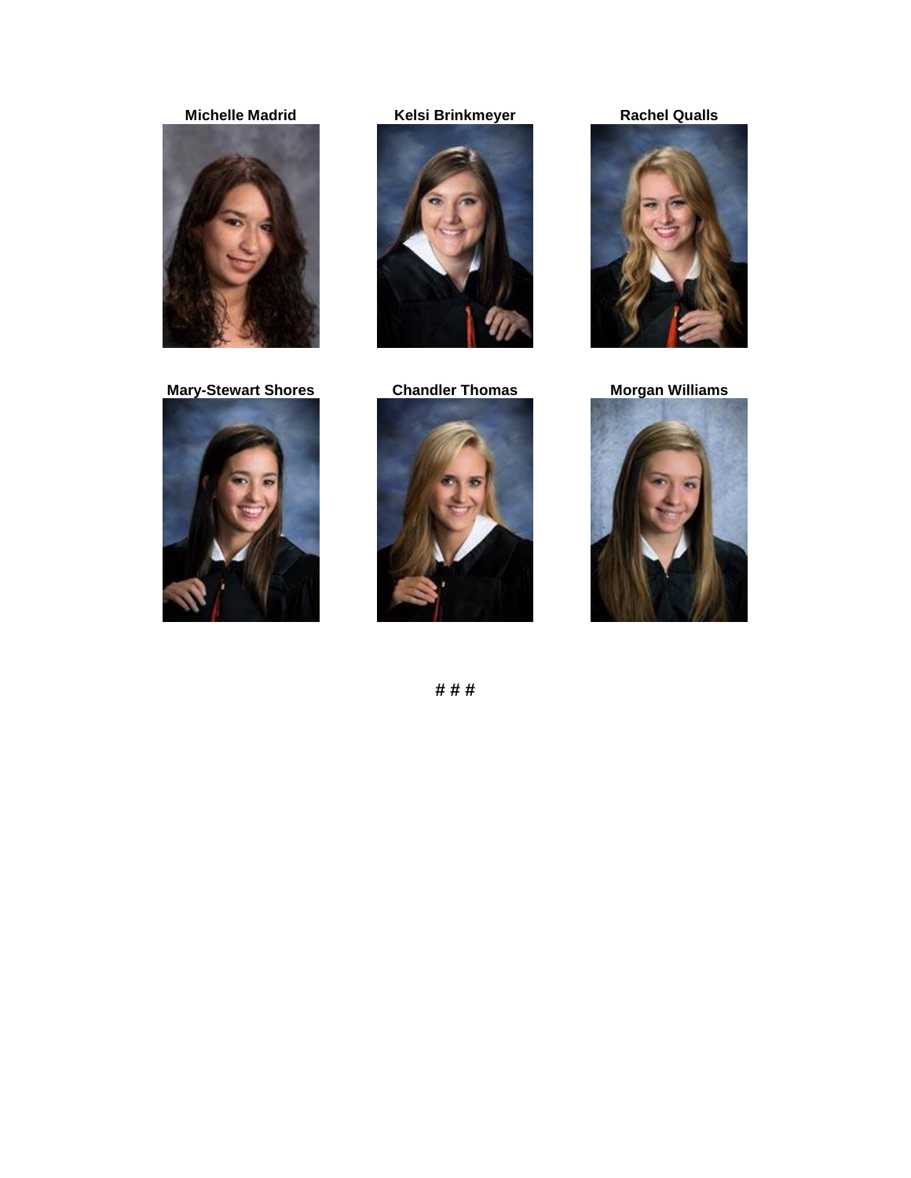**Michelle Madrid**

**Kelsi Brinkmeyer**

**Rachel Qualls**

**Mary-Stewart Shores**

**Chandler Thomas**

**Morgan Williams**

# # #